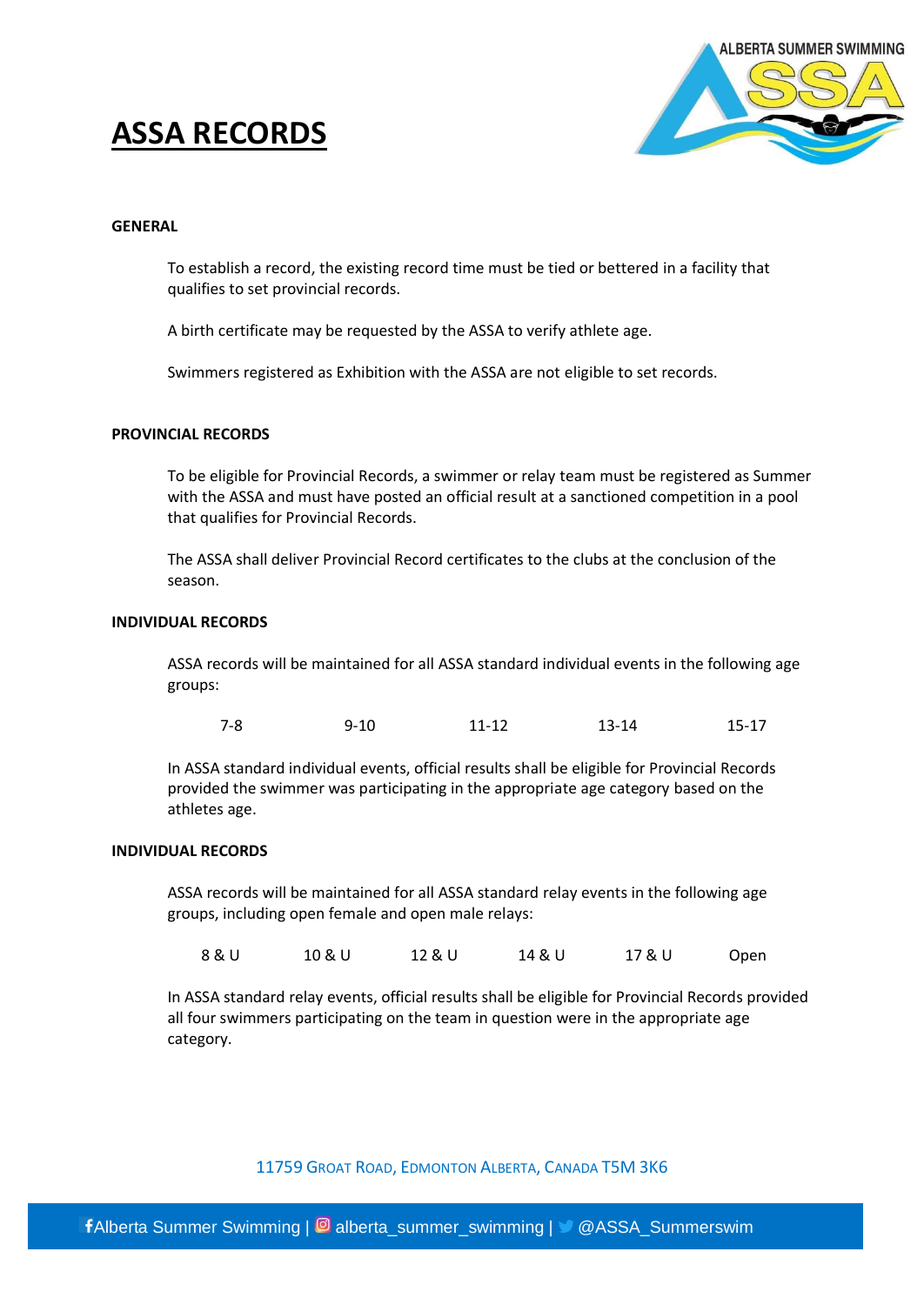# ASSA RECORDS

## GENERAL

To establish a record, the existing record time must be tied or bettered in a facility that qualifies to set provincial records.

A birth certificate may be requested by the ASSA to verify athlete age.

Swimmers registered as Exhibition with the ASSA are not eligible to set records.

## PROVINCIAL RECORDS

To be eligible for Provincial Records, a swimmer or relay team must be registered as Summer with the ASSA and must have posted an official result at a sanctioned competition in a pool that qualifies for Provincial Records.

The ASSA shall deliver Provincial Record certificates to the clubs at the conclusion of the season.

## INDIVIDUAL RECORDS

ASSA records will be maintained for all ASSA standard individual events in the following age groups:

7-8 9-10 11-12 13-14 15-17

In ASSA standard individual events, official results shall be eligible for Provincial Records provided the swimmer was participating in the appropriate age category based on the athletes age.

## INDIVIDUAL RECORDS

ASSA records will be maintained for all ASSA standard relay events in the following age groups, including open female and open male relays:

8 & U 10 & U 12 & U 14 & U 17 & U Open

In ASSA standard relay events, official results shall be eligible for Provincial Records provided all four swimmers participating on the team in question were in the appropriate age category.

11759 Groat Road, Edmonton Alberta, Canada T5M 3K6

Alberta Summer Swimming | alberta_summer_swimming | @ASSA_Summerswim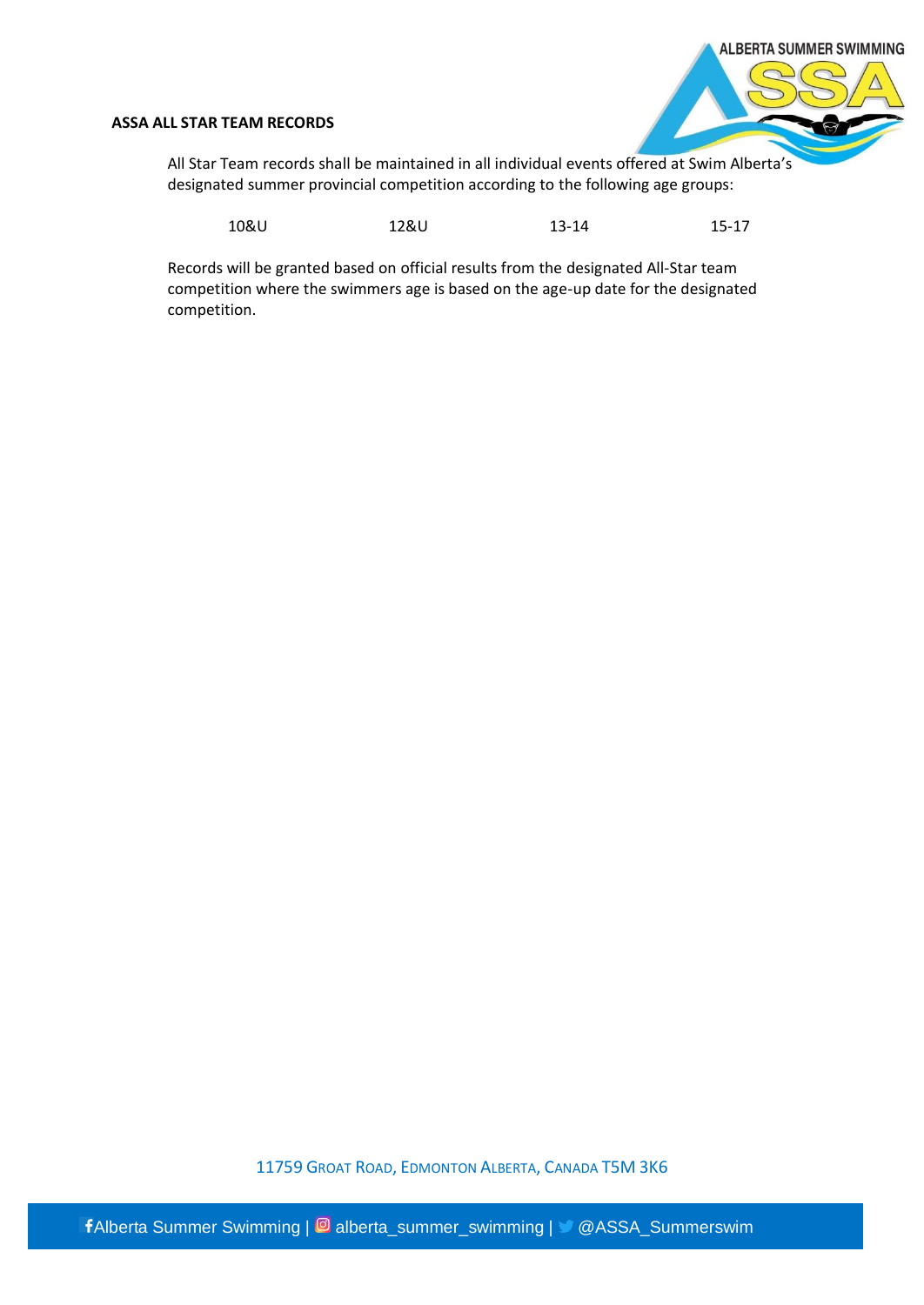**ASSA ALL STAR TEAM RECORDS**

All Star Team records shall be maintained in all individual events offered at Swim Alberta's designated summer provincial competition according to the following age groups:

| | | | |
|---|---|---|---|
| 10&U | 12&U | 13-14 | 15-17 |

Records will be granted based on official results from the designated All-Star team competition where the swimmers age is based on the age-up date for the designated competition.